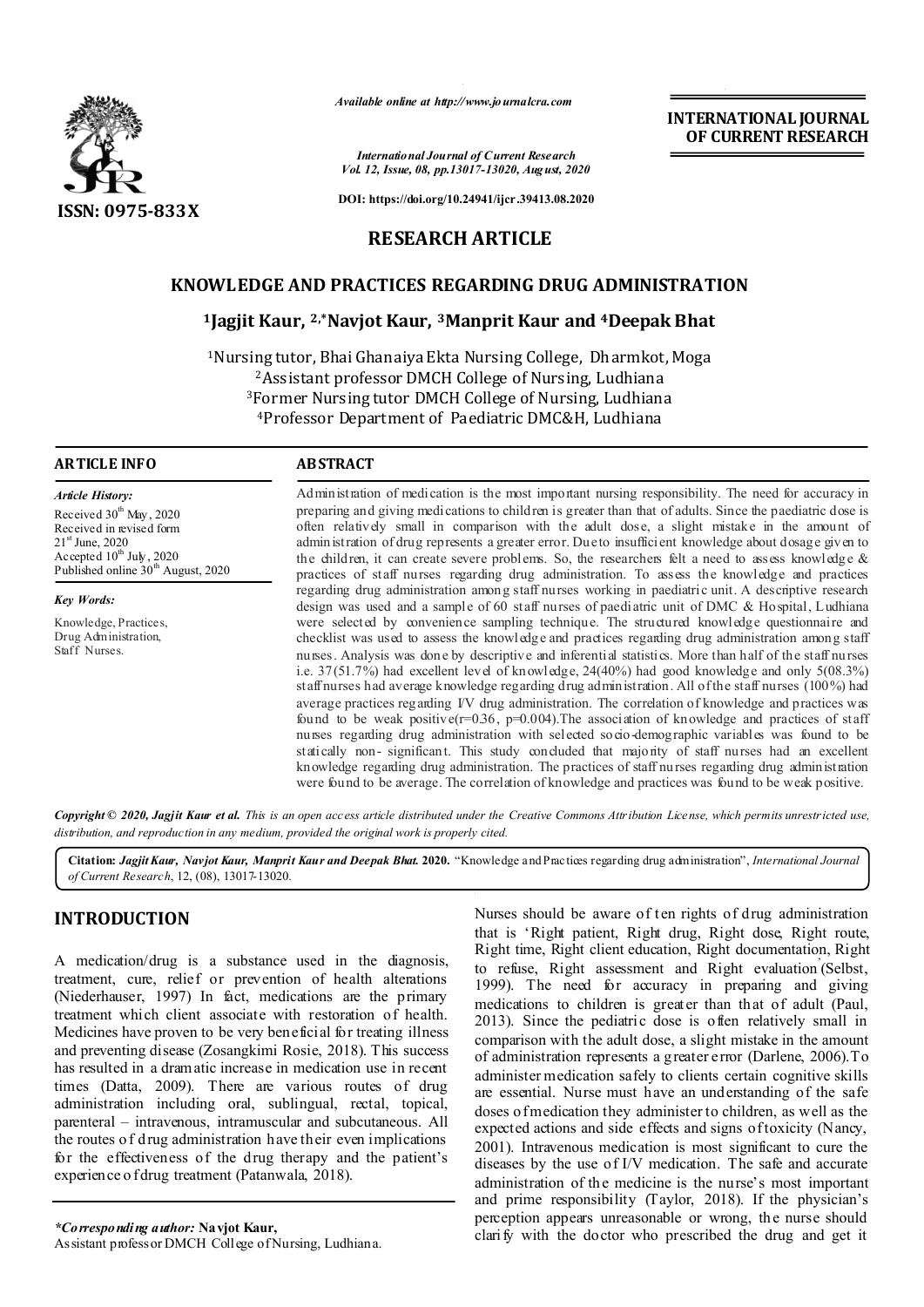# RESEARCH ARTICLE

## KNOWLEDGE AND PRACTICES REGARDING DRUG ADMINISTRATION

**[1]Jagjit Kaur, [2,*]Navjot Kaur, [3]Manprit Kaur and [4]Deepak Bhat**

[1]Nursing tutor, Bhai Ghanaiya Ekta Nursing College, Dharmkot, Moga
[2]Assistant professor DMCH College of Nursing, Ludhiana
[3]Former Nursing tutor DMCH College of Nursing, Ludhiana
[4]Professor Department of Paediatric DMC&H, Ludhiana

### ARTICLE INFO

*Article History:*

Received 30th May, 2020
Received in revised form 21st June, 2020
Accepted 10th July, 2020
Published online 30th August, 2020

*Key Words:*

Knowledge, Practices, Drug Administration, Staff Nurses.

### ABSTRACT

Administration of medication is the most important nursing responsibility. The need for accuracy in preparing and giving medications to children is greater than that of adults. Since the paediatric dose is often relatively small in comparison with the adult dose, a slight mistake in the amount of administration of drug represents a greater error. Due to insufficient knowledge about dosage given to the children, it can create severe problems. So, the researchers felt a need to assess knowledge & practices of staff nurses regarding drug administration. To assess the knowledge and practices regarding drug administration among staff nurses working in paediatric units. A descriptive research design was used and a sample of 60 staff nurses of paediatric unit of DMC & Hospital, Ludhiana were selected by convenience sampling technique. The structured knowledge questionnaire and checklist was used to assess the knowledge and practices regarding drug administration among staff nurses. Analysis was done by descriptive and inferential statistics. More than half of the staff nurses i.e. 37(51.7%) had excellent level of knowledge, 24(40%) had good knowledge and only 5(08.3%) staff nurses had average knowledge regarding drug administration. All of the staff nurses (100%) had average practices regarding I/V drug administration. The correlation of knowledge and practices was found to be weak positive($r=0.36$, $p=0.004$).The association of knowledge and practices of staff nurses regarding drug administration with selected socio-demographic variables was found to be statically non- significant. This study concluded that majority of staff nurses had an excellent knowledge regarding drug administration. The practices of staff nurses regarding drug administration were found to be average. The correlation of knowledge and practices was found to be weak positive.

*Copyright © 2020, Jagjit Kaur et al. This is an open access article distributed under the Creative Commons Attribution License, which permits unrestricted use, distribution, and reproduction in any medium, provided the original work is properly cited.*

**Citation:** *Jagjit Kaur, Navjot Kaur, Manprit Kaur and Deepak Bhat.* **2020.** "Knowledge and Practices regarding drug administration", *International Journal of Current Research*, 12, (08), 13017-13020.

## INTRODUCTION

A medication/drug is a substance used in the diagnosis, treatment, cure, relief or prevention of health alterations (Niederhauser, 1997) In fact, medications are the primary treatment which client associate with restoration of health. Medicines have proven to be very beneficial for treating illness and preventing disease (Zosangkimi Rosie, 2018). This success has resulted in a dramatic increase in medication use in recent times (Datta, 2009). There are various routes of drug administration including oral, sublingual, rectal, topical, parenteral – intravenous, intramuscular and subcutaneous. All the routes of drug administration have their even implications for the effectiveness of the drug therapy and the patient's experience of drug treatment (Patanwala, 2018).

Nurses should be aware of ten rights of drug administration that is 'Right patient, Right drug, Right dose, Right route, Right time, Right client education, Right documentation, Right to refuse, Right assessment and Right evaluation (Selbst, 1999). The need for accuracy in preparing and giving medications to children is greater than that of adult (Paul, 2013). Since the pediatric dose is often relatively small in comparison with the adult dose, a slight mistake in the amount of administration represents a greater error (Darlene, 2006).To administer medication safely to clients certain cognitive skills are essential. Nurse must have an understanding of the safe doses of medication they administer to children, as well as the expected actions and side effects and signs of toxicity (Nancy, 2001). Intravenous medication is most significant to cure the diseases by the use of I/V medication. The safe and accurate administration of the medicine is the nurse's most important and prime responsibility (Taylor, 2018). If the physician's perception appears unreasonable or wrong, the nurse should clarify with the doctor who prescribed the drug and get it

*\*Corresponding author:* **Navjot Kaur,**
Assistant professor DMCH College of Nursing, Ludhiana.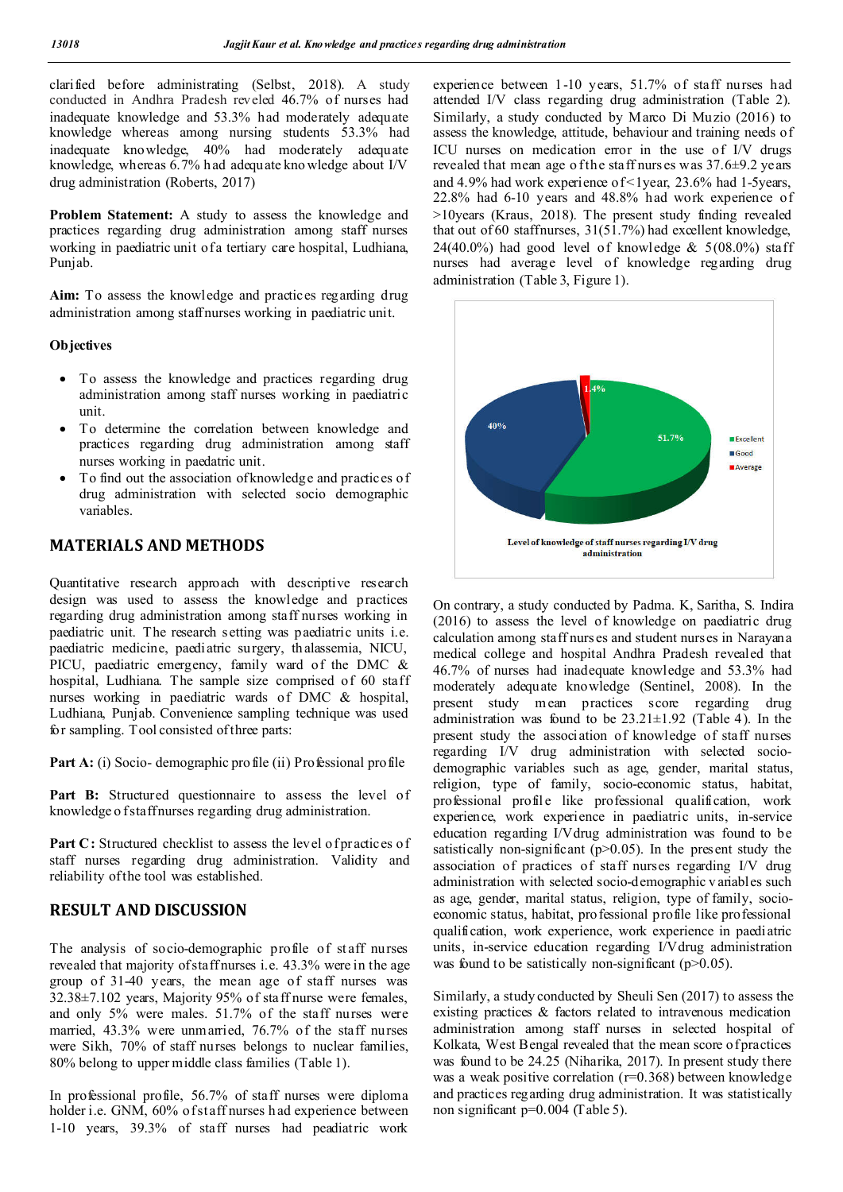clarified before administrating (Selbst, 2018). A study conducted in Andhra Pradesh reveled 46.7% of nurses had inadequate knowledge and 53.3% had moderately adequate knowledge whereas among nursing students 53.3% had inadequate knowledge, 40% had moderately adequate knowledge, whereas 6.7% had adequate knowledge about I/V drug administration (Roberts, 2017)

**Problem Statement:** A study to assess the knowledge and practices regarding drug administration among staff nurses working in paediatric unit of a tertiary care hospital, Ludhiana, Punjab.

**Aim:** To assess the knowledge and practices regarding drug administration among staff nurses working in paediatric unit.

**Objectives**

- To assess the knowledge and practices regarding drug administration among staff nurses working in paediatric unit.
- To determine the correlation between knowledge and practices regarding drug administration among staff nurses working in paedatric unit.
- To find out the association of knowledge and practices of drug administration with selected socio demographic variables.

## MATERIALS AND METHODS

Quantitative research approach with descriptive research design was used to assess the knowledge and practices regarding drug administration among staff nurses working in paediatric unit. The research setting was paediatric units i.e. paediatric medicine, paediatric surgery, thalassemia, NICU, PICU, paediatric emergency, family ward of the DMC & hospital, Ludhiana. The sample size comprised of 60 staff nurses working in paediatric wards of DMC & hospital, Ludhiana, Punjab. Convenience sampling technique was used for sampling. Tool consisted of three parts:

**Part A:** (i) Socio- demographic profile (ii) Professional profile

**Part B:** Structured questionnaire to assess the level of knowledge of staff nurses regarding drug administration.

**Part C:** Structured checklist to assess the level of practices of staff nurses regarding drug administration. Validity and reliability of the tool was established.

## RESULT AND DISCUSSION

The analysis of socio-demographic profile of staff nurses revealed that majority of staff nurses i.e. 43.3% were in the age group of 31-40 years, the mean age of staff nurses was 32.38±7.102 years, Majority 95% of staff nurse were females, and only 5% were males. 51.7% of the staff nurses were married, 43.3% were unmarried, 76.7% of the staff nurses were Sikh, 70% of staff nurses belongs to nuclear families, 80% belong to upper middle class families (Table 1).

In professional profile, 56.7% of staff nurses were diploma holder i.e. GNM, 60% of staff nurses had experience between 1-10 years, 39.3% of staff nurses had peadiatric work experience between 1-10 years, 51.7% of staff nurses had attended I/V class regarding drug administration (Table 2). Similarly, a study conducted by Marco Di Muzio (2016) to assess the knowledge, attitude, behaviour and training needs of ICU nurses on medication error in the use of I/V drugs revealed that mean age of the staff nurses was 37.6±9.2 years and 4.9% had work experience of <1year, 23.6% had 1-5years, 22.8% had 6-10 years and 48.8% had work experience of >10years (Kraus, 2018). The present study finding revealed that out of 60 staffnurses, 31(51.7%) had excellent knowledge, 24(40.0%) had good level of knowledge & 5(08.0%) staff nurses had average level of knowledge regarding drug administration (Table 3, Figure 1).

Level of knowledge of staff nurses regarding I/V drug administration

On contrary, a study conducted by Padma. K, Saritha, S. Indira (2016) to assess the level of knowledge on paediatric drug calculation among staff nurses and student nurses in Narayana medical college and hospital Andhra Pradesh revealed that 46.7% of nurses had inadequate knowledge and 53.3% had moderately adequate knowledge (Sentinel, 2008). In the present study mean practices score regarding drug administration was found to be 23.21±1.92 (Table 4). In the present study the association of knowledge of staff nurses regarding I/V drug administration with selected socio-demographic variables such as age, gender, marital status, religion, type of family, socio-economic status, habitat, professional profile like professional qualification, work experience, work experience in paediatric units, in-service education regarding I/Vdrug administration was found to be satistically non-significant (p>0.05). In the present study the association of practices of staff nurses regarding I/V drug administration with selected socio-demographic variables such as age, gender, marital status, religion, type of family, socio-economic status, habitat, professional profile like professional qualification, work experience, work experience in paediatric units, in-service education regarding I/Vdrug administration was found to be satistically non-significant (p>0.05).

Similarly, a study conducted by Sheuli Sen (2017) to assess the existing practices & factors related to intravenous medication administration among staff nurses in selected hospital of Kolkata, West Bengal revealed that the mean score of practices was found to be 24.25 (Niharika, 2017). In present study there was a weak positive correlation (r=0.368) between knowledge and practices regarding drug administration. It was statistically non significant p=0.004 (Table 5).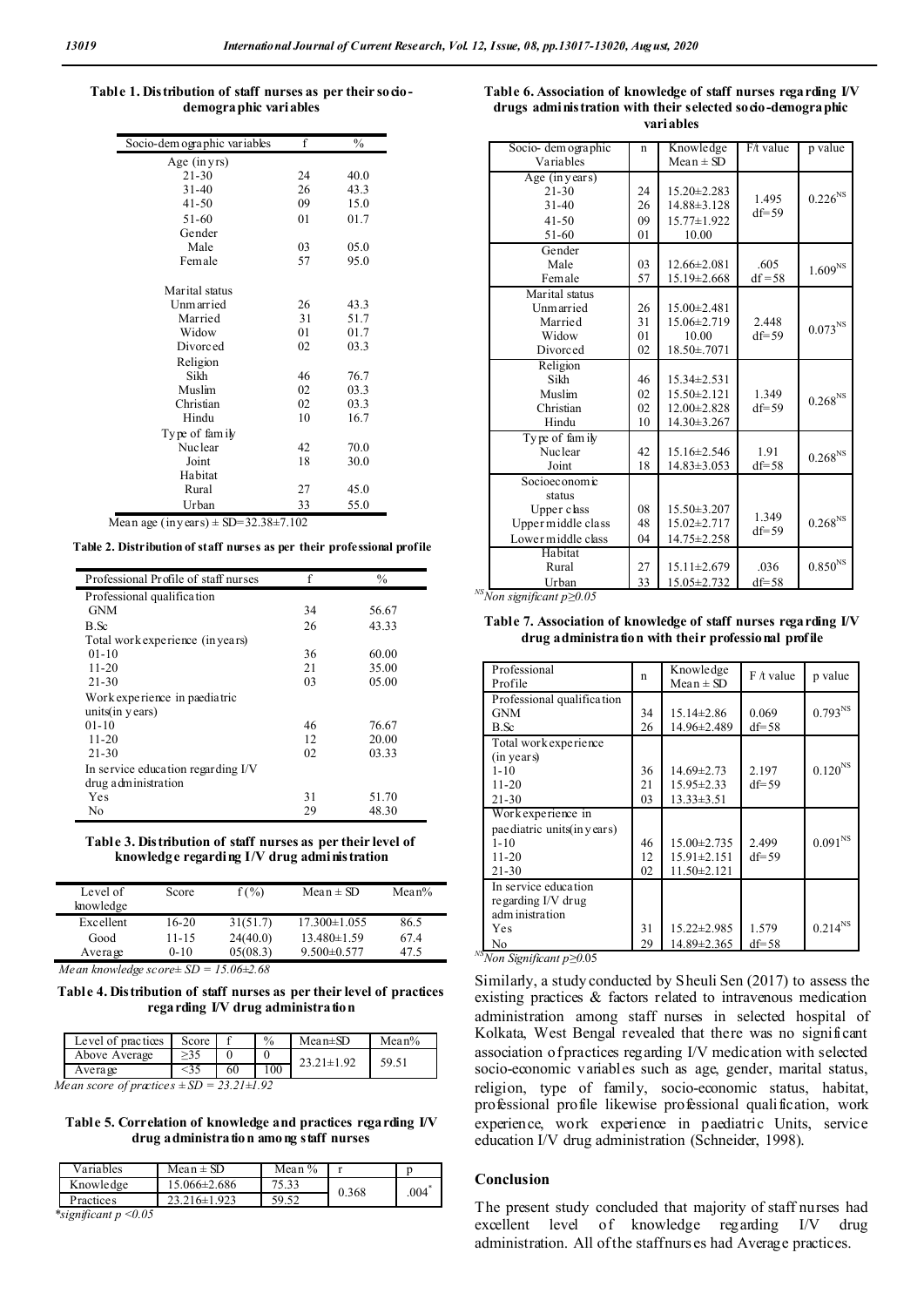**Table 1. Distribution of staff nurses as per their socio-demographic variables**

| Socio-demographic variables | f | % |
|---|---|---|
| Age (in yrs) | | |
| 21-30 | 24 | 40.0 |
| 31-40 | 26 | 43.3 |
| 41-50 | 09 | 15.0 |
| 51-60 | 01 | 01.7 |
| Gender | | |
| Male | 03 | 05.0 |
| Female | 57 | 95.0 |
| Marital status | | |
| Unmarried | 26 | 43.3 |
| Married | 31 | 51.7 |
| Widow | 01 | 01.7 |
| Divorced | 02 | 03.3 |
| Religion | | |
| Sikh | 46 | 76.7 |
| Muslim | 02 | 03.3 |
| Christian | 02 | 03.3 |
| Hindu | 10 | 16.7 |
| Type of family | | |
| Nuclear | 42 | 70.0 |
| Joint | 18 | 30.0 |
| Habitat | | |
| Rural | 27 | 45.0 |
| Urban | 33 | 55.0 |

Mean age (in years) ± SD=32.38±7.102

**Table 2. Distribution of staff nurses as per their professional profile**

| Professional Profile of staff nurses | f | % |
|---|---|---|
| Professional qualification | | |
| GNM | 34 | 56.67 |
| B.Sc | 26 | 43.33 |
| Total work experience (in years) | | |
| 01-10 | 36 | 60.00 |
| 11-20 | 21 | 35.00 |
| 21-30 | 03 | 05.00 |
| Work experience in paediatric units(in years) | | |
| 01-10 | 46 | 76.67 |
| 11-20 | 12 | 20.00 |
| 21-30 | 02 | 03.33 |
| In service education regarding I/V drug administration | | |
| Yes | 31 | 51.70 |
| No | 29 | 48.30 |

**Table 3. Distribution of staff nurses as per their level of knowledge regarding I/V drug administration**

| Level of knowledge | Score | f (%) | Mean ± SD | Mean% |
|---|---|---|---|---|
| Excellent | 16-20 | 31(51.7) | 17.300±1.055 | 86.5 |
| Good | 11-15 | 24(40.0) | 13.480±1.59 | 67.4 |
| Average | 0-10 | 05(08.3) | 9.500±0.577 | 47.5 |

*Mean knowledge score± SD = 15.06±2.68*

**Table 4. Distribution of staff nurses as per their level of practices regarding I/V drug administration**

| Level of practices | Score | f | % | Mean±SD | Mean% |
|---|---|---|---|---|---|
| Above Average | ≥35 | 0 | 0 | 23.21±1.92 | 59.51 |
| Average | <35 | 60 | 100 | | |

*Mean score of practices ± SD = 23.21±1.92*

**Table 5. Correlation of knowledge and practices regarding I/V drug administration among staff nurses**

| Variables | Mean ± SD | Mean % | r | p |
|---|---|---|---|---|
| Knowledge | 15.066±2.686 | 75.33 | 0.368 | .004* |
| Practices | 23.216±1.923 | 59.52 | | |

*\*significant p <0.05*

**Table 6. Association of knowledge of staff nurses regarding I/V drugs administration with their selected socio-demographic variables**

| Socio-demographic Variables | n | Knowledge Mean ± SD | F/t value | p value |
|---|---|---|---|---|
| Age (in years) | | | | |
| 21-30 | 24 | 15.20±2.283 | 1.495 df=59 | 0.226NS |
| 31-40 | 26 | 14.88±3.128 | | |
| 41-50 | 09 | 15.77±1.922 | | |
| 51-60 | 01 | 10.00 | | |
| Gender | | | | |
| Male | 03 | 12.66±2.081 | .605 df=58 | 1.609NS |
| Female | 57 | 15.19±2.668 | | |
| Marital status | | | | |
| Unmarried | 26 | 15.00±2.481 | 2.448 df=59 | 0.073NS |
| Married | 31 | 15.06±2.719 | | |
| Widow | 01 | 10.00 | | |
| Divorced | 02 | 18.50±.7071 | | |
| Religion | | | | |
| Sikh | 46 | 15.34±2.531 | 1.349 df=59 | 0.268NS |
| Muslim | 02 | 15.50±2.121 | | |
| Christian | 02 | 12.00±2.828 | | |
| Hindu | 10 | 14.30±3.267 | | |
| Type of family | | | | |
| Nuclear | 42 | 15.16±2.546 | 1.91 df=58 | 0.268NS |
| Joint | 18 | 14.83±3.053 | | |
| Socioeconomic status | | | | |
| Upper class | 08 | 15.50±3.207 | 1.349 df=59 | 0.268NS |
| Upper middle class | 48 | 15.02±2.717 | | |
| Lower middle class | 04 | 14.75±2.258 | | |
| Habitat | | | | |
| Rural | 27 | 15.11±2.679 | .036 df=58 | 0.850NS |
| Urban | 33 | 15.05±2.732 | | |

*NS Non significant p≥0.05*

**Table 7. Association of knowledge of staff nurses regarding I/V drug administration with their professional profile**

| Professional Profile | n | Knowledge Mean ± SD | F /t value | p value |
|---|---|---|---|---|
| Professional qualification | | | | |
| GNM | 34 | 15.14±2.86 | 0.069 df=58 | 0.793NS |
| B.Sc | 26 | 14.96±2.489 | | |
| Total work experience (in years) | | | | |
| 1-10 | 36 | 14.69±2.73 | 2.197 df=59 | 0.120NS |
| 11-20 | 21 | 15.95±2.33 | | |
| 21-30 | 03 | 13.33±3.51 | | |
| Work experience in paediatric units(in years) | | | | |
| 1-10 | 46 | 15.00±2.735 | 2.499 df=59 | 0.091NS |
| 11-20 | 12 | 15.91±2.151 | | |
| 21-30 | 02 | 11.50±2.121 | | |
| In service education regarding I/V drug administration | | | | |
| Yes | 31 | 15.22±2.985 | 1.579 df=58 | 0.214NS |
| No | 29 | 14.89±2.365 | | |

*NS Non Significant p≥0.05*

Similarly, a study conducted by Sheuli Sen (2017) to assess the existing practices & factors related to intravenous medication administration among staff nurses in selected hospital of Kolkata, West Bengal revealed that there was no significant association of practices regarding I/V medication with selected socio-economic variables such as age, gender, marital status, religion, type of family, socio-economic status, habitat, professional profile likewise professional qualification, work experience, work experience in paediatric Units, service education I/V drug administration (Schneider, 1998).

## Conclusion

The present study concluded that majority of staff nurses had excellent level of knowledge regarding I/V drug administration. All of the staff nurses had Average practices.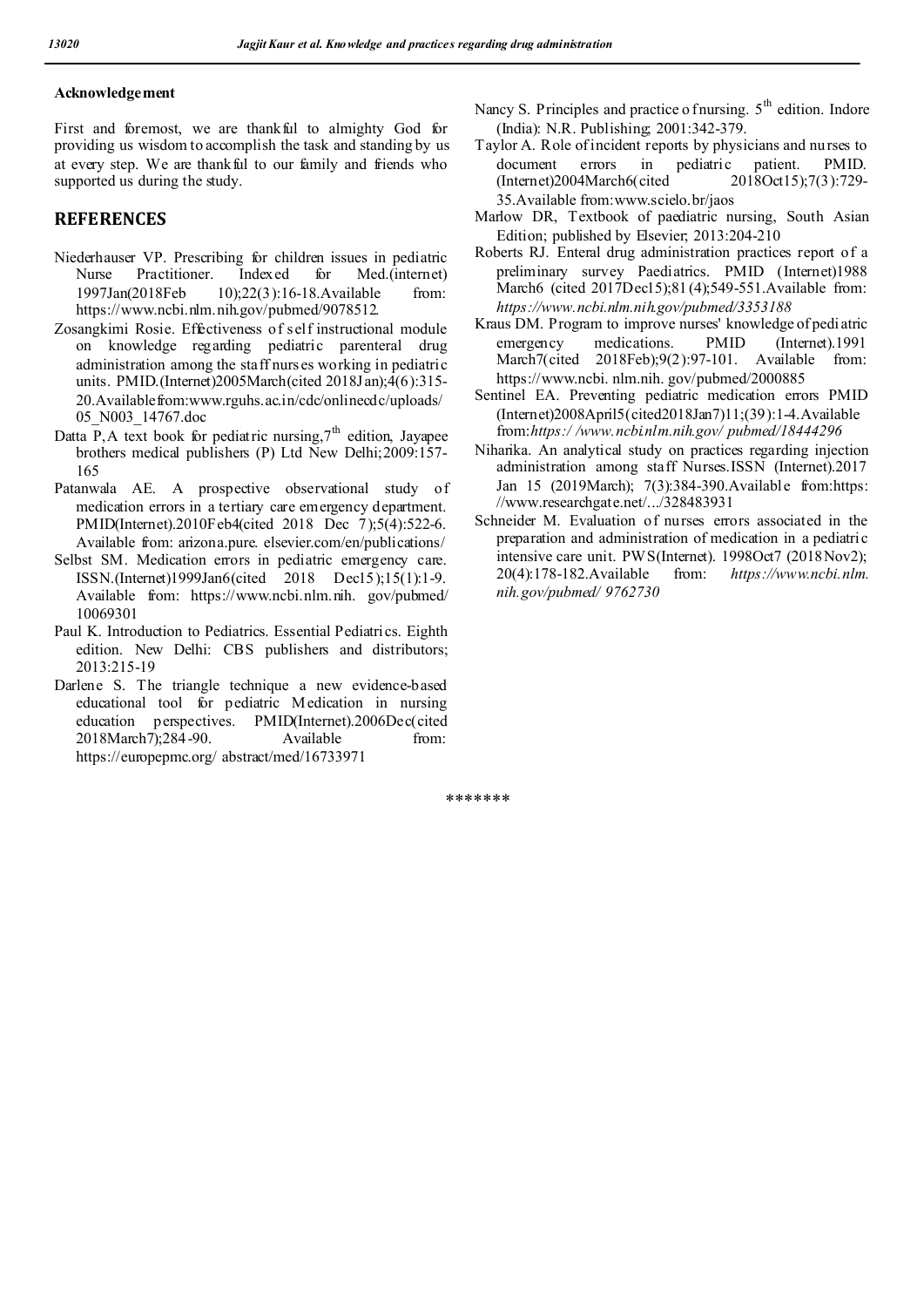### Acknowledgement

First and foremost, we are thankful to almighty God for providing us wisdom to accomplish the task and standing by us at every step. We are thankful to our family and friends who supported us during the study.

## REFERENCES

Niederhauser VP. Prescribing for children issues in pediatric Nurse Practitioner. Indexed for Med.(internet) 1997Jan(2018Feb 10);22(3):16-18.Available from: https://www.ncbi.nlm.nih.gov/pubmed/9078512.

Zosangkimi Rosie. Effectiveness of self instructional module on knowledge regarding pediatric parenteral drug administration among the staff nurses working in pediatric units. PMID.(Internet)2005March(cited 2018Jan);4(6):315-20.Available from:www.rguhs.ac.in/cdc/onlinecdc/uploads/05_N003_14767.doc

Datta P,A text book for pediatric nursing,7th edition, Jayapee brothers medical publishers (P) Ltd New Delhi;2009:157-165

Patanwala AE. A prospective observational study of medication errors in a tertiary care emergency department. PMID(Internet).2010Feb4(cited 2018 Dec 7);5(4):522-6. Available from: arizona.pure. elsevier.com/en/publications/

Selbst SM. Medication errors in pediatric emergency care. ISSN.(Internet)1999Jan6(cited 2018 Dec15);15(1):1-9. Available from: https://www.ncbi.nlm.nih. gov/pubmed/10069301

Paul K. Introduction to Pediatrics. Essential Pediatrics. Eighth edition. New Delhi: CBS publishers and distributors; 2013:215-19

Darlene S. The triangle technique a new evidence-based educational tool for pediatric Medication in nursing education perspectives. PMID(Internet).2006Dec(cited 2018March7);284-90. Available from: https://europepmc.org/ abstract/med/16733971

Nancy S. Principles and practice of nursing. 5th edition. Indore (India): N.R. Publishing; 2001:342-379.

Taylor A. Role of incident reports by physicians and nurses to document errors in pediatric patient. PMID. (Internet)2004March6(cited 2018Oct15);7(3):729-35.Available from:www.scielo.br/jaos

Marlow DR, Textbook of paediatric nursing, South Asian Edition; published by Elsevier; 2013:204-210

Roberts RJ. Enteral drug administration practices report of a preliminary survey Paediatrics. PMID (Internet)1988 March6 (cited 2017Dec15);81(4);549-551.Available from: *https://www.ncbi.nlm.nih.gov/pubmed/3353188*

Kraus DM. Program to improve nurses' knowledge of pediatric emergency medications. PMID (Internet).1991 March7(cited 2018Feb);9(2):97-101. Available from: https://www.ncbi. nlm.nih. gov/pubmed/2000885

Sentinel EA. Preventing pediatric medication errors PMID (Internet)2008April5(cited2018Jan7)11;(39):1-4.Available from:*https:/ /www.ncbi.nlm.nih.gov/ pubmed/18444296*

Niharika. An analytical study on practices regarding injection administration among staff Nurses.ISSN (Internet).2017 Jan 15 (2019March); 7(3):384-390.Available from:https: //www.researchgate.net/.../328483931

Schneider M. Evaluation of nurses errors associated in the preparation and administration of medication in a pediatric intensive care unit. PWS(Internet). 1998Oct7 (2018Nov2); 20(4):178-182.Available from: *https://www.ncbi.nlm.nih.gov/pubmed/ 9762730*

*******